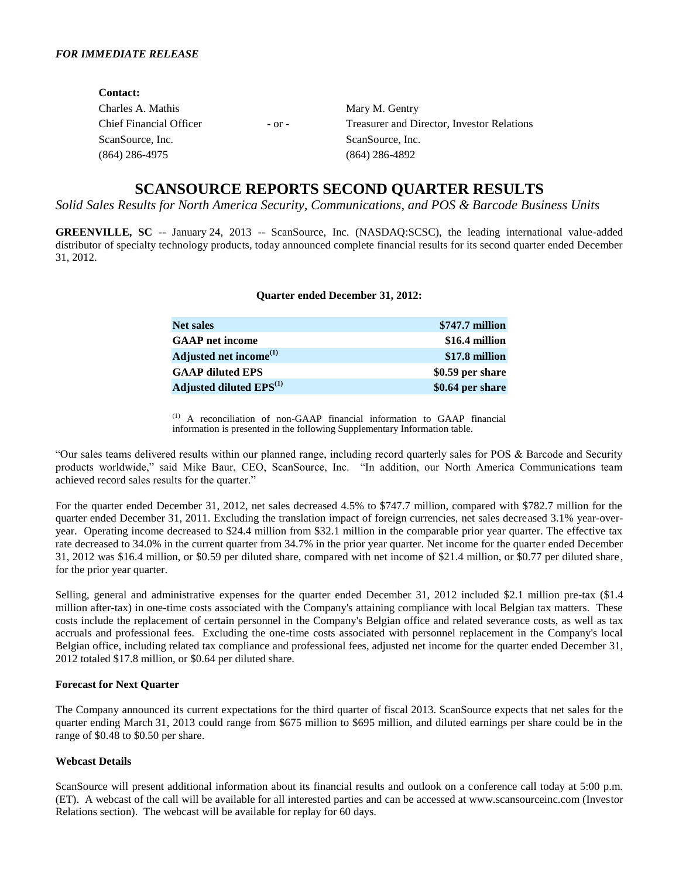***FOR IMMEDIATE RELEASE***

**Contact:**

| | | |
|---|---|---|
| Charles A. Mathis | - or - | Mary M. Gentry |
| Chief Financial Officer | | Treasurer and Director, Investor Relations |
| ScanSource, Inc. | | ScanSource, Inc. |
| (864) 286-4975 | | (864) 286-4892 |

# SCANSOURCE REPORTS SECOND QUARTER RESULTS

*Solid Sales Results for North America Security, Communications, and POS & Barcode Business Units*

**GREENVILLE, SC** -- January 24, 2013 -- ScanSource, Inc. (NASDAQ:SCSC), the leading international value-added distributor of specialty technology products, today announced complete financial results for its second quarter ended December 31, 2012.

**Quarter ended December 31, 2012:**

| | |
|---|---|
| **Net sales** | **\$747.7 million** |
| **GAAP net income** | **\$16.4 million** |
| **Adjusted net income[(1)]** | **\$17.8 million** |
| **GAAP diluted EPS** | **\$0.59 per share** |
| **Adjusted diluted EPS[(1)]** | **\$0.64 per share** |

(1) A reconciliation of non-GAAP financial information to GAAP financial information is presented in the following Supplementary Information table.

"Our sales teams delivered results within our planned range, including record quarterly sales for POS & Barcode and Security products worldwide," said Mike Baur, CEO, ScanSource, Inc. "In addition, our North America Communications team achieved record sales results for the quarter."

For the quarter ended December 31, 2012, net sales decreased 4.5% to \$747.7 million, compared with \$782.7 million for the quarter ended December 31, 2011. Excluding the translation impact of foreign currencies, net sales decreased 3.1% year-over-year. Operating income decreased to \$24.4 million from \$32.1 million in the comparable prior year quarter. The effective tax rate decreased to 34.0% in the current quarter from 34.7% in the prior year quarter. Net income for the quarter ended December 31, 2012 was \$16.4 million, or \$0.59 per diluted share, compared with net income of \$21.4 million, or \$0.77 per diluted share, for the prior year quarter.

Selling, general and administrative expenses for the quarter ended December 31, 2012 included \$2.1 million pre-tax (\$1.4 million after-tax) in one-time costs associated with the Company's attaining compliance with local Belgian tax matters. These costs include the replacement of certain personnel in the Company's Belgian office and related severance costs, as well as tax accruals and professional fees. Excluding the one-time costs associated with personnel replacement in the Company's local Belgian office, including related tax compliance and professional fees, adjusted net income for the quarter ended December 31, 2012 totaled \$17.8 million, or \$0.64 per diluted share.

### Forecast for Next Quarter

The Company announced its current expectations for the third quarter of fiscal 2013. ScanSource expects that net sales for the quarter ending March 31, 2013 could range from \$675 million to \$695 million, and diluted earnings per share could be in the range of \$0.48 to \$0.50 per share.

### Webcast Details

ScanSource will present additional information about its financial results and outlook on a conference call today at 5:00 p.m. (ET). A webcast of the call will be available for all interested parties and can be accessed at www.scansourceinc.com (Investor Relations section). The webcast will be available for replay for 60 days.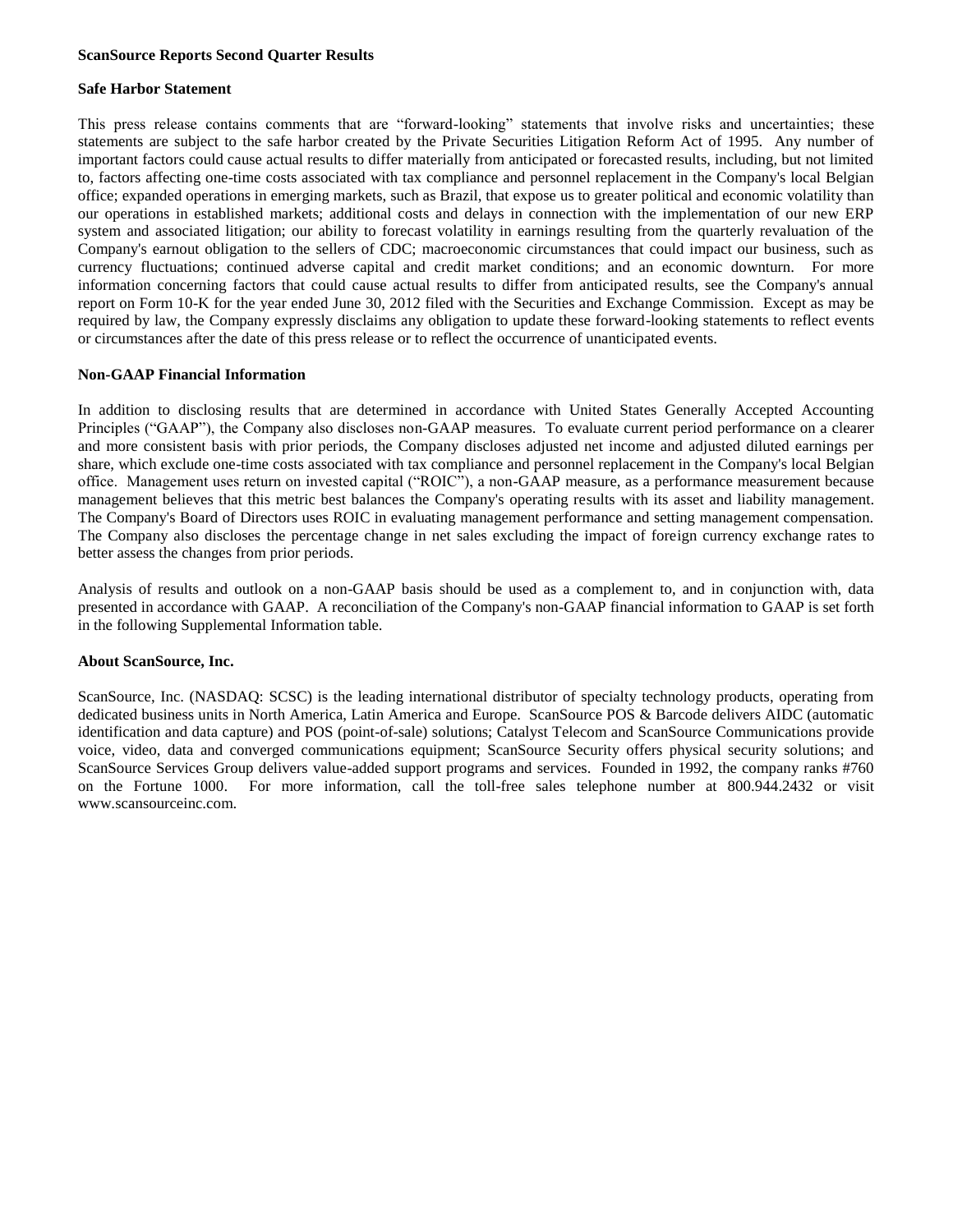**ScanSource Reports Second Quarter Results**

**Safe Harbor Statement**

This press release contains comments that are "forward-looking" statements that involve risks and uncertainties; these statements are subject to the safe harbor created by the Private Securities Litigation Reform Act of 1995. Any number of important factors could cause actual results to differ materially from anticipated or forecasted results, including, but not limited to, factors affecting one-time costs associated with tax compliance and personnel replacement in the Company's local Belgian office; expanded operations in emerging markets, such as Brazil, that expose us to greater political and economic volatility than our operations in established markets; additional costs and delays in connection with the implementation of our new ERP system and associated litigation; our ability to forecast volatility in earnings resulting from the quarterly revaluation of the Company's earnout obligation to the sellers of CDC; macroeconomic circumstances that could impact our business, such as currency fluctuations; continued adverse capital and credit market conditions; and an economic downturn. For more information concerning factors that could cause actual results to differ from anticipated results, see the Company's annual report on Form 10-K for the year ended June 30, 2012 filed with the Securities and Exchange Commission. Except as may be required by law, the Company expressly disclaims any obligation to update these forward-looking statements to reflect events or circumstances after the date of this press release or to reflect the occurrence of unanticipated events.

**Non-GAAP Financial Information**

In addition to disclosing results that are determined in accordance with United States Generally Accepted Accounting Principles ("GAAP"), the Company also discloses non-GAAP measures. To evaluate current period performance on a clearer and more consistent basis with prior periods, the Company discloses adjusted net income and adjusted diluted earnings per share, which exclude one-time costs associated with tax compliance and personnel replacement in the Company's local Belgian office. Management uses return on invested capital ("ROIC"), a non-GAAP measure, as a performance measurement because management believes that this metric best balances the Company's operating results with its asset and liability management. The Company's Board of Directors uses ROIC in evaluating management performance and setting management compensation. The Company also discloses the percentage change in net sales excluding the impact of foreign currency exchange rates to better assess the changes from prior periods.

Analysis of results and outlook on a non-GAAP basis should be used as a complement to, and in conjunction with, data presented in accordance with GAAP. A reconciliation of the Company's non-GAAP financial information to GAAP is set forth in the following Supplemental Information table.

**About ScanSource, Inc.**

ScanSource, Inc. (NASDAQ: SCSC) is the leading international distributor of specialty technology products, operating from dedicated business units in North America, Latin America and Europe. ScanSource POS & Barcode delivers AIDC (automatic identification and data capture) and POS (point-of-sale) solutions; Catalyst Telecom and ScanSource Communications provide voice, video, data and converged communications equipment; ScanSource Security offers physical security solutions; and ScanSource Services Group delivers value-added support programs and services. Founded in 1992, the company ranks #760 on the Fortune 1000. For more information, call the toll-free sales telephone number at 800.944.2432 or visit www.scansourceinc.com.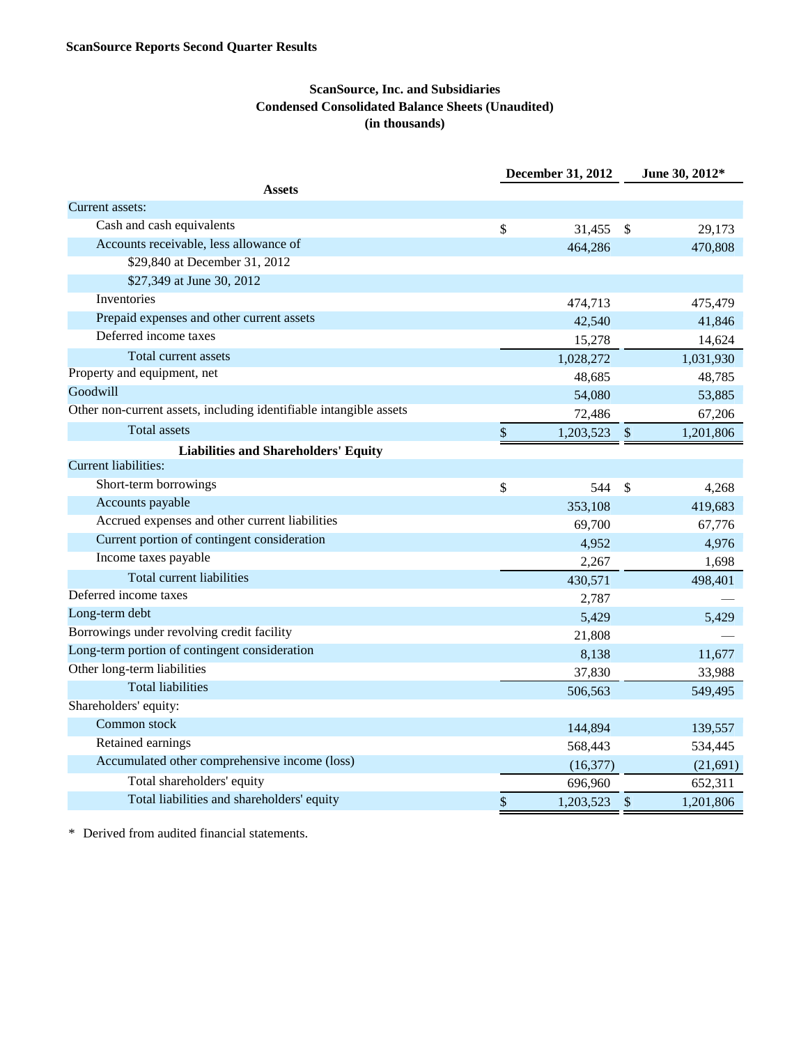**ScanSource Reports Second Quarter Results**

**ScanSource, Inc. and Subsidiaries**
**Condensed Consolidated Balance Sheets (Unaudited)**
**(in thousands)**

| | December 31, 2012 | June 30, 2012* |
|---|---|---|
| **Assets** | | |
| Current assets: | | |
| Cash and cash equivalents | $ 31,455 | $ 29,173 |
| Accounts receivable, less allowance of | 464,286 | 470,808 |
| $29,840 at December 31, 2012 | | |
| $27,349 at June 30, 2012 | | |
| Inventories | 474,713 | 475,479 |
| Prepaid expenses and other current assets | 42,540 | 41,846 |
| Deferred income taxes | 15,278 | 14,624 |
| Total current assets | 1,028,272 | 1,031,930 |
| Property and equipment, net | 48,685 | 48,785 |
| Goodwill | 54,080 | 53,885 |
| Other non-current assets, including identifiable intangible assets | 72,486 | 67,206 |
| Total assets | $ 1,203,523 | $ 1,201,806 |
| **Liabilities and Shareholders' Equity** | | |
| Current liabilities: | | |
| Short-term borrowings | $ 544 | $ 4,268 |
| Accounts payable | 353,108 | 419,683 |
| Accrued expenses and other current liabilities | 69,700 | 67,776 |
| Current portion of contingent consideration | 4,952 | 4,976 |
| Income taxes payable | 2,267 | 1,698 |
| Total current liabilities | 430,571 | 498,401 |
| Deferred income taxes | 2,787 | — |
| Long-term debt | 5,429 | 5,429 |
| Borrowings under revolving credit facility | 21,808 | — |
| Long-term portion of contingent consideration | 8,138 | 11,677 |
| Other long-term liabilities | 37,830 | 33,988 |
| Total liabilities | 506,563 | 549,495 |
| Shareholders' equity: | | |
| Common stock | 144,894 | 139,557 |
| Retained earnings | 568,443 | 534,445 |
| Accumulated other comprehensive income (loss) | (16,377) | (21,691) |
| Total shareholders' equity | 696,960 | 652,311 |
| Total liabilities and shareholders' equity | $ 1,203,523 | $ 1,201,806 |

\* Derived from audited financial statements.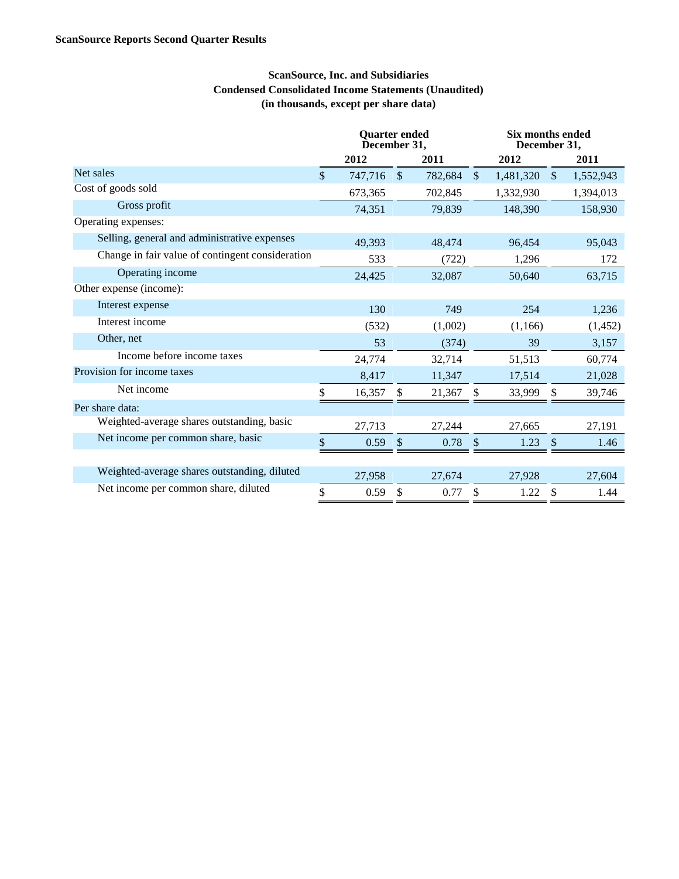**ScanSource Reports Second Quarter Results**

**ScanSource, Inc. and Subsidiaries**
**Condensed Consolidated Income Statements (Unaudited)**
**(in thousands, except per share data)**

| | Quarter ended December 31, | | Six months ended December 31, | |
|---|---|---|---|---|
| | 2012 | 2011 | 2012 | 2011 |
| Net sales | $ 747,716 | $ 782,684 | $ 1,481,320 | $ 1,552,943 |
| Cost of goods sold | 673,365 | 702,845 | 1,332,930 | 1,394,013 |
| Gross profit | 74,351 | 79,839 | 148,390 | 158,930 |
| Operating expenses: | | | | |
| Selling, general and administrative expenses | 49,393 | 48,474 | 96,454 | 95,043 |
| Change in fair value of contingent consideration | 533 | (722) | 1,296 | 172 |
| Operating income | 24,425 | 32,087 | 50,640 | 63,715 |
| Other expense (income): | | | | |
| Interest expense | 130 | 749 | 254 | 1,236 |
| Interest income | (532) | (1,002) | (1,166) | (1,452) |
| Other, net | 53 | (374) | 39 | 3,157 |
| Income before income taxes | 24,774 | 32,714 | 51,513 | 60,774 |
| Provision for income taxes | 8,417 | 11,347 | 17,514 | 21,028 |
| Net income | $ 16,357 | $ 21,367 | $ 33,999 | $ 39,746 |
| Per share data: | | | | |
| Weighted-average shares outstanding, basic | 27,713 | 27,244 | 27,665 | 27,191 |
| Net income per common share, basic | $ 0.59 | $ 0.78 | $ 1.23 | $ 1.46 |
| Weighted-average shares outstanding, diluted | 27,958 | 27,674 | 27,928 | 27,604 |
| Net income per common share, diluted | $ 0.59 | $ 0.77 | $ 1.22 | $ 1.44 |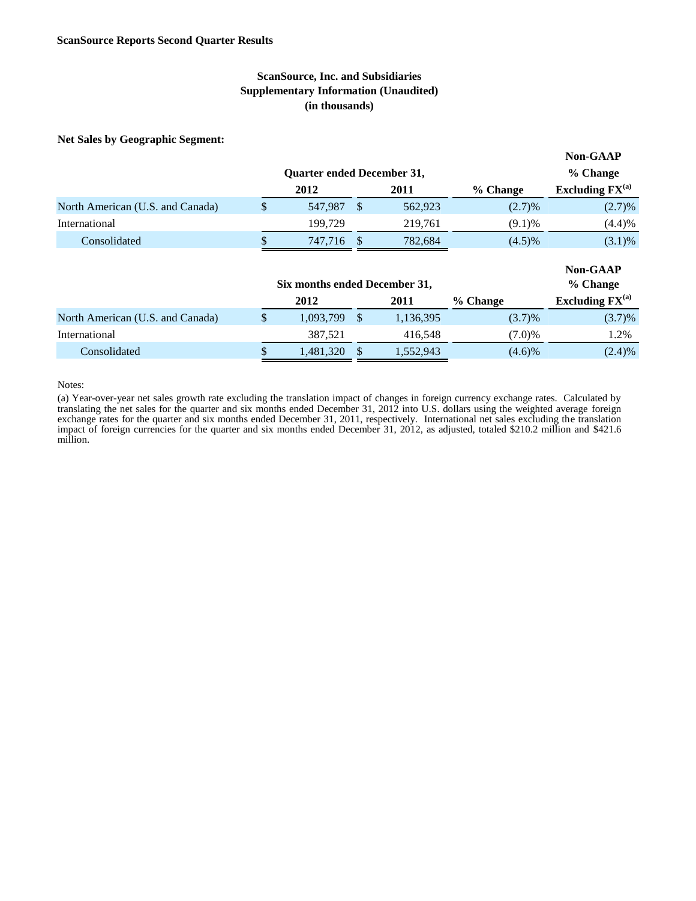**ScanSource Reports Second Quarter Results**

## ScanSource, Inc. and Subsidiaries
## Supplementary Information (Unaudited)
## (in thousands)

**Net Sales by Geographic Segment:**

| | Quarter ended December 31, | | | Non-GAAP |
|---|---|---|---|---|
| | 2012 | 2011 | % Change | % Change Excluding FX[(a)] |
| North American (U.S. and Canada) | $ 547,987 | $ 562,923 | (2.7)% | (2.7)% |
| International | 199,729 | 219,761 | (9.1)% | (4.4)% |
| Consolidated | $ 747,716 | $ 782,684 | (4.5)% | (3.1)% |

| | Six months ended December 31, | | | Non-GAAP |
|---|---|---|---|---|
| | 2012 | 2011 | % Change | % Change Excluding FX[(a)] |
| North American (U.S. and Canada) | $ 1,093,799 | $ 1,136,395 | (3.7)% | (3.7)% |
| International | 387,521 | 416,548 | (7.0)% | 1.2% |
| Consolidated | $ 1,481,320 | $ 1,552,943 | (4.6)% | (2.4)% |

Notes:

(a) Year-over-year net sales growth rate excluding the translation impact of changes in foreign currency exchange rates. Calculated by translating the net sales for the quarter and six months ended December 31, 2012 into U.S. dollars using the weighted average foreign exchange rates for the quarter and six months ended December 31, 2011, respectively. International net sales excluding the translation impact of foreign currencies for the quarter and six months ended December 31, 2012, as adjusted, totaled $210.2 million and $421.6 million.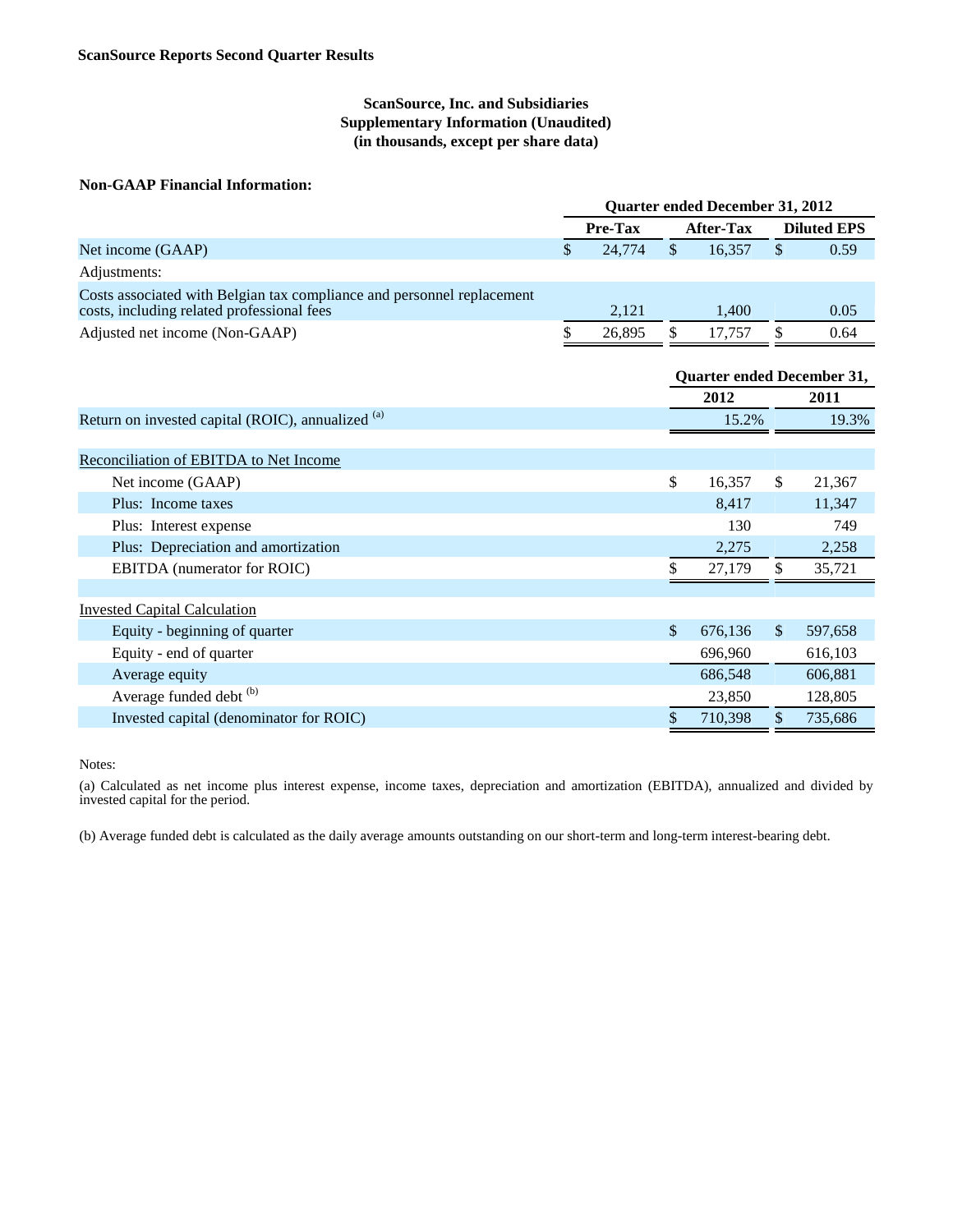**ScanSource Reports Second Quarter Results**

**ScanSource, Inc. and Subsidiaries**
**Supplementary Information (Unaudited)**
**(in thousands, except per share data)**

**Non-GAAP Financial Information:**

| | Quarter ended December 31, 2012 | | |
|---|---|---|---|
| | **Pre-Tax** | **After-Tax** | **Diluted EPS** |
| Net income (GAAP) | $ 24,774 | $ 16,357 | $ 0.59 |
| Adjustments: | | | |
| Costs associated with Belgian tax compliance and personnel replacement costs, including related professional fees | 2,121 | 1,400 | 0.05 |
| Adjusted net income (Non-GAAP) | $ 26,895 | $ 17,757 | $ 0.64 |

| | Quarter ended December 31, | |
|---|---|---|
| | **2012** | **2011** |
| Return on invested capital (ROIC), annualized [(a)] | 15.2% | 19.3% |
| Reconciliation of EBITDA to Net Income | | |
| Net income (GAAP) | $ 16,357 | $ 21,367 |
| Plus: Income taxes | 8,417 | 11,347 |
| Plus: Interest expense | 130 | 749 |
| Plus: Depreciation and amortization | 2,275 | 2,258 |
| EBITDA (numerator for ROIC) | $ 27,179 | $ 35,721 |
| Invested Capital Calculation | | |
| Equity - beginning of quarter | $ 676,136 | $ 597,658 |
| Equity - end of quarter | 696,960 | 616,103 |
| Average equity | 686,548 | 606,881 |
| Average funded debt [(b)] | 23,850 | 128,805 |
| Invested capital (denominator for ROIC) | $ 710,398 | $ 735,686 |

Notes:

(a) Calculated as net income plus interest expense, income taxes, depreciation and amortization (EBITDA), annualized and divided by invested capital for the period.

(b) Average funded debt is calculated as the daily average amounts outstanding on our short-term and long-term interest-bearing debt.